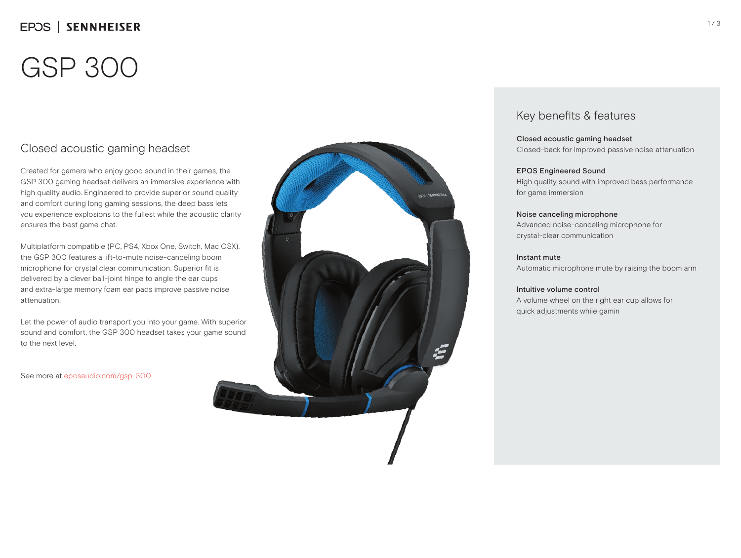EPOS | SENNHEISER

# GSP 300

## Closed acoustic gaming headset

Created for gamers who enjoy good sound in their games, the GSP 300 gaming headset delivers an immersive experience with high quality audio. Engineered to provide superior sound quality and comfort during long gaming sessions, the deep bass lets you experience explosions to the fullest while the acoustic clarity ensures the best game chat.

Multiplatform compatible (PC, PS4, Xbox One, Switch, Mac OSX), the GSP 300 features a lift-to-mute noise-canceling boom microphone for crystal clear communication. Superior fit is delivered by a clever ball-joint hinge to angle the ear cups and extra-large memory foam ear pads improve passive noise attenuation.

Let the power of audio transport you into your game. With superior sound and comfort, the GSP 300 headset takes your game sound to the next level.

See more at eposaudio.com/gsp-300

## Key benefits & features

**Closed acoustic gaming headset**
Closed-back for improved passive noise attenuation

**EPOS Engineered Sound**
High quality sound with improved bass performance for game immersion

**Noise canceling microphone**
Advanced noise-canceling microphone for crystal-clear communication

**Instant mute**
Automatic microphone mute by raising the boom arm

**Intuitive volume control**
A volume wheel on the right ear cup allows for quick adjustments while gamin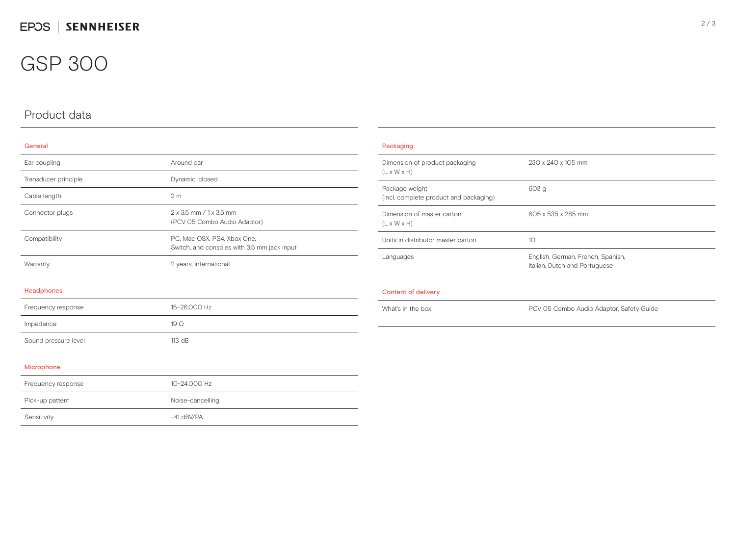# GSP 300

## Product data

### General

| | |
|---|---|
| Ear coupling | Around ear |
| Transducer principle | Dynamic, closed |
| Cable length | 2 m |
| Connector plugs | 2 x 3.5 mm / 1 x 3.5 mm (PCV 05 Combo Audio Adaptor) |
| Compatibility | PC, Mac OSX, PS4, Xbox One, Switch, and consoles with 3.5 mm jack input |
| Warranty | 2 years, international |

### Headphones

| | |
|---|---|
| Frequency response | 15–26,000 Hz |
| Impedance | 19 Ω |
| Sound pressure level | 113 dB |

### Microphone

| | |
|---|---|
| Frequency response | 10–24,000 Hz |
| Pick-up pattern | Noise-cancelling |
| Sensitivity | -41 dBV/PA |

### Packaging

| | |
|---|---|
| Dimension of product packaging (L x W x H) | 230 x 240 x 105 mm |
| Package weight (incl. complete product and packaging) | 603 g |
| Dimension of master carton (L x W x H) | 605 x 535 x 285 mm |
| Units in distributor master carton | 10 |
| Languages | English, German, French, Spanish, Italian, Dutch and Portuguese |

### Content of delivery

| | |
|---|---|
| What's in the box | PCV 05 Combo Audio Adaptor, Safety Guide |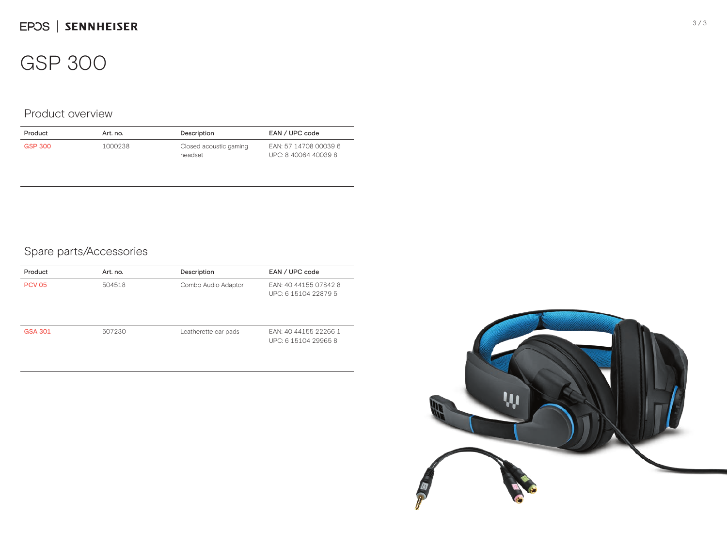# GSP 300

## Product overview

| Product | Art. no. | Description | EAN / UPC code |
| --- | --- | --- | --- |
| GSP 300 | 1000238 | Closed acoustic gaming headset | EAN: 57 14708 00039 6<br>UPC: 8 40064 40039 8 |

## Spare parts/Accessories

| Product | Art. no. | Description | EAN / UPC code |
| --- | --- | --- | --- |
| PCV 05 | 504518 | Combo Audio Adaptor | EAN: 40 44155 07842 8<br>UPC: 6 15104 22879 5 |
| GSA 301 | 507230 | Leatherette ear pads | EAN: 40 44155 22266 1<br>UPC: 6 15104 29965 8 |